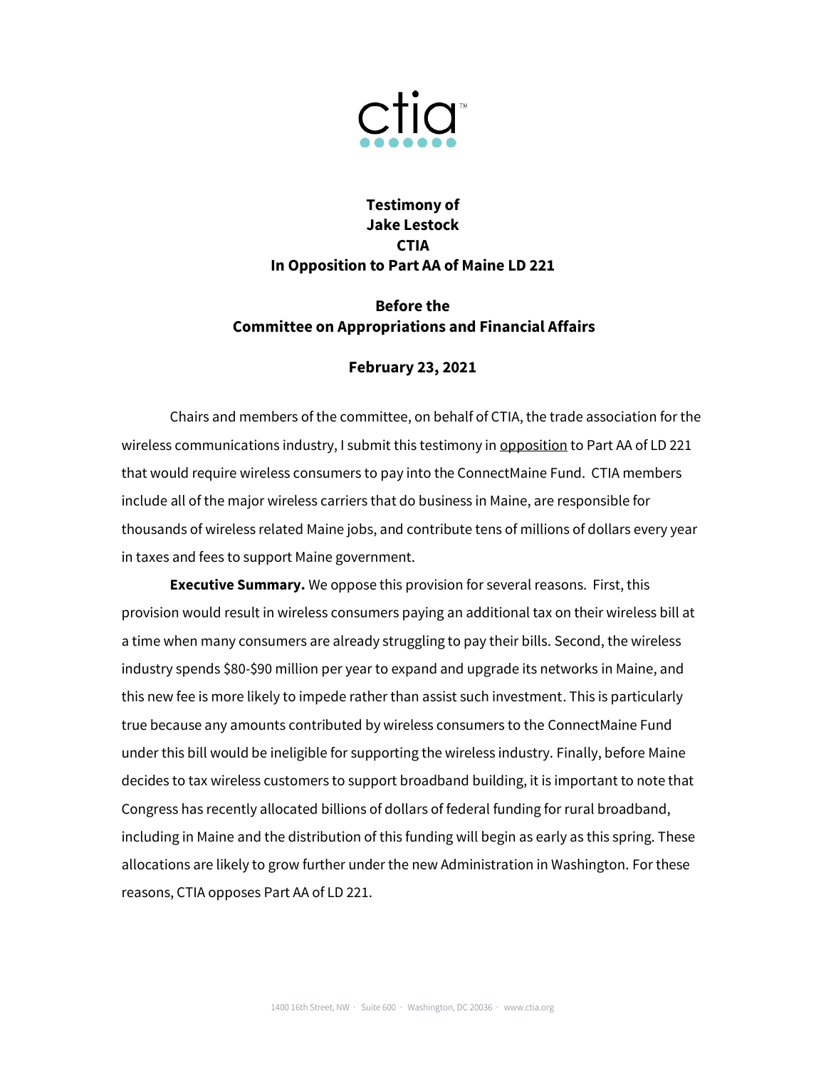ctia

**Testimony of**
**Jake Lestock**
**CTIA**
**In Opposition to Part AA of Maine LD 221**

**Before the**
**Committee on Appropriations and Financial Affairs**

**February 23, 2021**

Chairs and members of the committee, on behalf of CTIA, the trade association for the wireless communications industry, I submit this testimony in opposition to Part AA of LD 221 that would require wireless consumers to pay into the ConnectMaine Fund. CTIA members include all of the major wireless carriers that do business in Maine, are responsible for thousands of wireless related Maine jobs, and contribute tens of millions of dollars every year in taxes and fees to support Maine government.

**Executive Summary.** We oppose this provision for several reasons. First, this provision would result in wireless consumers paying an additional tax on their wireless bill at a time when many consumers are already struggling to pay their bills. Second, the wireless industry spends $80-$90 million per year to expand and upgrade its networks in Maine, and this new fee is more likely to impede rather than assist such investment. This is particularly true because any amounts contributed by wireless consumers to the ConnectMaine Fund under this bill would be ineligible for supporting the wireless industry. Finally, before Maine decides to tax wireless customers to support broadband building, it is important to note that Congress has recently allocated billions of dollars of federal funding for rural broadband, including in Maine and the distribution of this funding will begin as early as this spring. These allocations are likely to grow further under the new Administration in Washington. For these reasons, CTIA opposes Part AA of LD 221.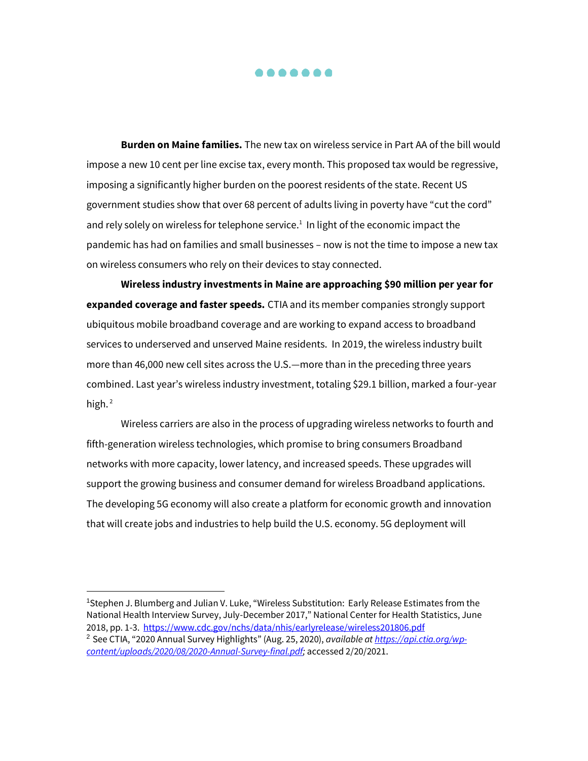**Burden on Maine families.** The new tax on wireless service in Part AA of the bill would impose a new 10 cent per line excise tax, every month. This proposed tax would be regressive, imposing a significantly higher burden on the poorest residents of the state. Recent US government studies show that over 68 percent of adults living in poverty have "cut the cord" and rely solely on wireless for telephone service.[1] In light of the economic impact the pandemic has had on families and small businesses – now is not the time to impose a new tax on wireless consumers who rely on their devices to stay connected.

**Wireless industry investments in Maine are approaching $90 million per year for expanded coverage and faster speeds.** CTIA and its member companies strongly support ubiquitous mobile broadband coverage and are working to expand access to broadband services to underserved and unserved Maine residents. In 2019, the wireless industry built more than 46,000 new cell sites across the U.S.—more than in the preceding three years combined. Last year's wireless industry investment, totaling $29.1 billion, marked a four-year high.[2]

Wireless carriers are also in the process of upgrading wireless networks to fourth and fifth-generation wireless technologies, which promise to bring consumers Broadband networks with more capacity, lower latency, and increased speeds. These upgrades will support the growing business and consumer demand for wireless Broadband applications. The developing 5G economy will also create a platform for economic growth and innovation that will create jobs and industries to help build the U.S. economy. 5G deployment will

---

[1] Stephen J. Blumberg and Julian V. Luke, "Wireless Substitution: Early Release Estimates from the National Health Interview Survey, July-December 2017," National Center for Health Statistics, June 2018, pp. 1-3. https://www.cdc.gov/nchs/data/nhis/earlyrelease/wireless201806.pdf

[2] See CTIA, "2020 Annual Survey Highlights" (Aug. 25, 2020), *available at https://api.ctia.org/wp-content/uploads/2020/08/2020-Annual-Survey-final.pdf*; accessed 2/20/2021.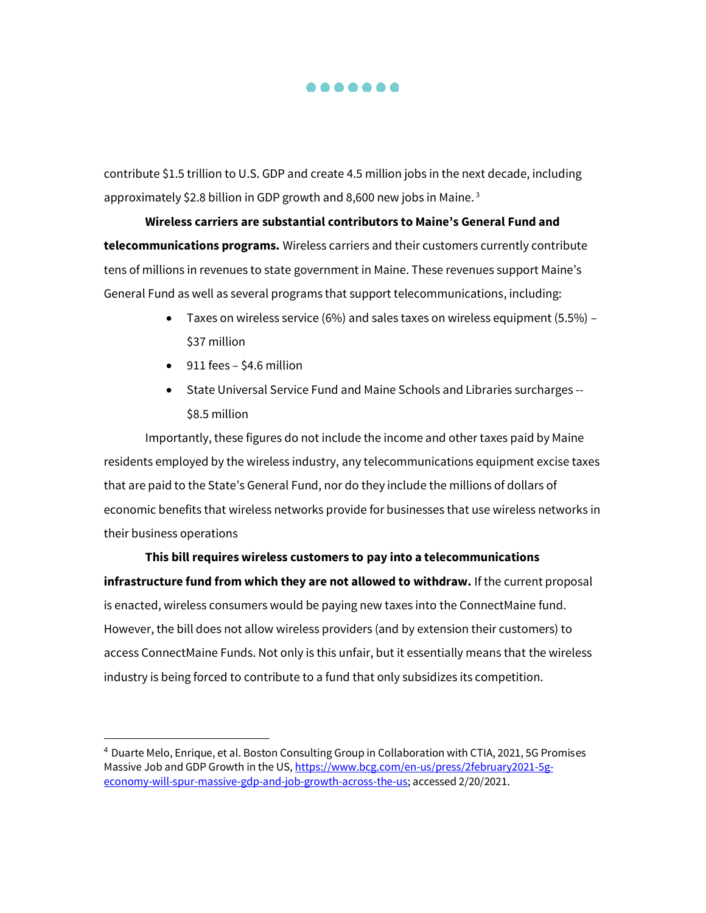contribute $1.5 trillion to U.S. GDP and create 4.5 million jobs in the next decade, including approximately $2.8 billion in GDP growth and 8,600 new jobs in Maine. [3]

**Wireless carriers are substantial contributors to Maine's General Fund and telecommunications programs.** Wireless carriers and their customers currently contribute tens of millions in revenues to state government in Maine. These revenues support Maine's General Fund as well as several programs that support telecommunications, including:

- Taxes on wireless service (6%) and sales taxes on wireless equipment (5.5%) – $37 million
- 911 fees – $4.6 million
- State Universal Service Fund and Maine Schools and Libraries surcharges -- $8.5 million

Importantly, these figures do not include the income and other taxes paid by Maine residents employed by the wireless industry, any telecommunications equipment excise taxes that are paid to the State's General Fund, nor do they include the millions of dollars of economic benefits that wireless networks provide for businesses that use wireless networks in their business operations

**This bill requires wireless customers to pay into a telecommunications infrastructure fund from which they are not allowed to withdraw.** If the current proposal is enacted, wireless consumers would be paying new taxes into the ConnectMaine fund. However, the bill does not allow wireless providers (and by extension their customers) to access ConnectMaine Funds. Not only is this unfair, but it essentially means that the wireless industry is being forced to contribute to a fund that only subsidizes its competition.

---

[4] Duarte Melo, Enrique, et al. Boston Consulting Group in Collaboration with CTIA, 2021, 5G Promises Massive Job and GDP Growth in the US, https://www.bcg.com/en-us/press/2february2021-5g-economy-will-spur-massive-gdp-and-job-growth-across-the-us; accessed 2/20/2021.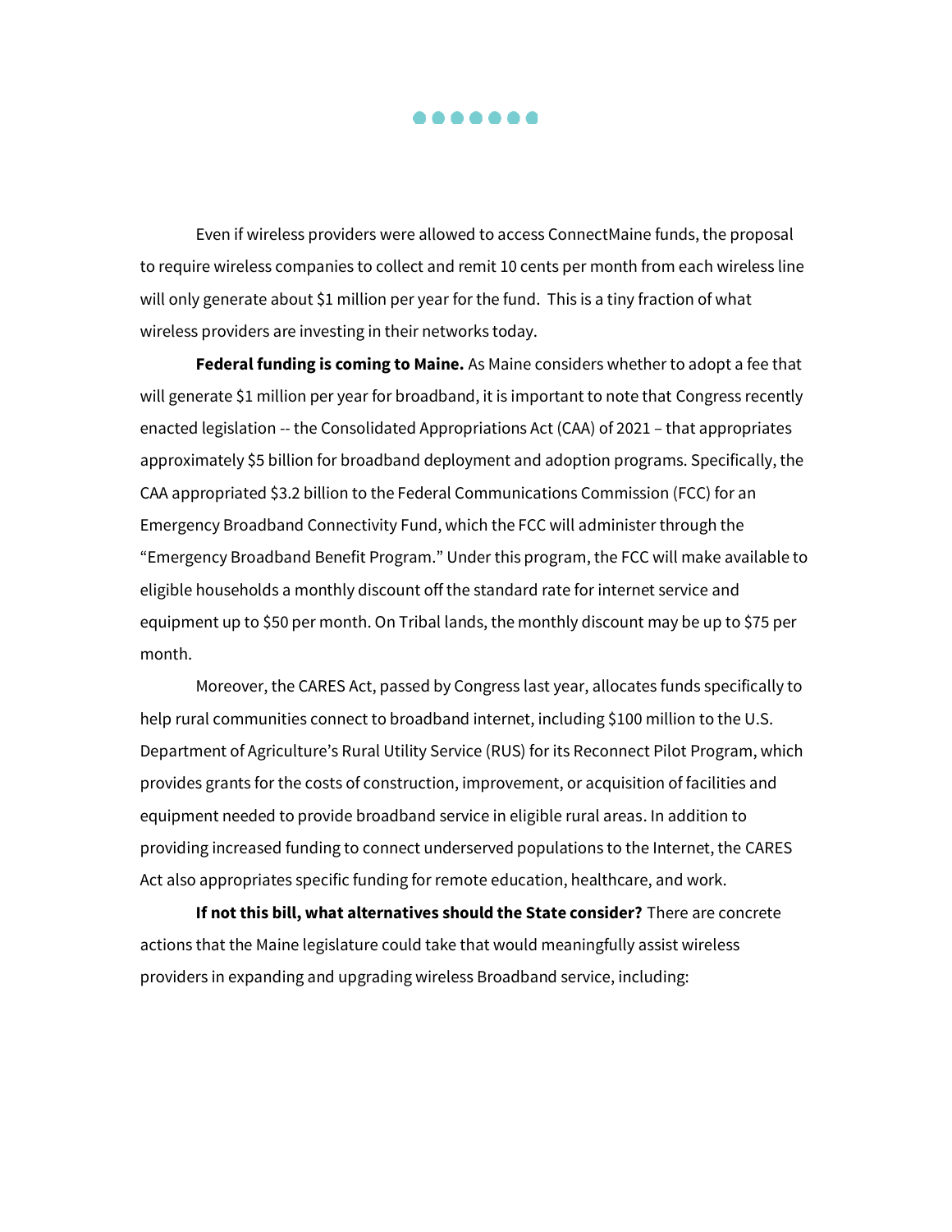Even if wireless providers were allowed to access ConnectMaine funds, the proposal to require wireless companies to collect and remit 10 cents per month from each wireless line will only generate about $1 million per year for the fund. This is a tiny fraction of what wireless providers are investing in their networks today.

**Federal funding is coming to Maine.** As Maine considers whether to adopt a fee that will generate $1 million per year for broadband, it is important to note that Congress recently enacted legislation -- the Consolidated Appropriations Act (CAA) of 2021 – that appropriates approximately $5 billion for broadband deployment and adoption programs. Specifically, the CAA appropriated $3.2 billion to the Federal Communications Commission (FCC) for an Emergency Broadband Connectivity Fund, which the FCC will administer through the "Emergency Broadband Benefit Program." Under this program, the FCC will make available to eligible households a monthly discount off the standard rate for internet service and equipment up to $50 per month. On Tribal lands, the monthly discount may be up to $75 per month.

Moreover, the CARES Act, passed by Congress last year, allocates funds specifically to help rural communities connect to broadband internet, including $100 million to the U.S. Department of Agriculture's Rural Utility Service (RUS) for its Reconnect Pilot Program, which provides grants for the costs of construction, improvement, or acquisition of facilities and equipment needed to provide broadband service in eligible rural areas. In addition to providing increased funding to connect underserved populations to the Internet, the CARES Act also appropriates specific funding for remote education, healthcare, and work.

**If not this bill, what alternatives should the State consider?** There are concrete actions that the Maine legislature could take that would meaningfully assist wireless providers in expanding and upgrading wireless Broadband service, including: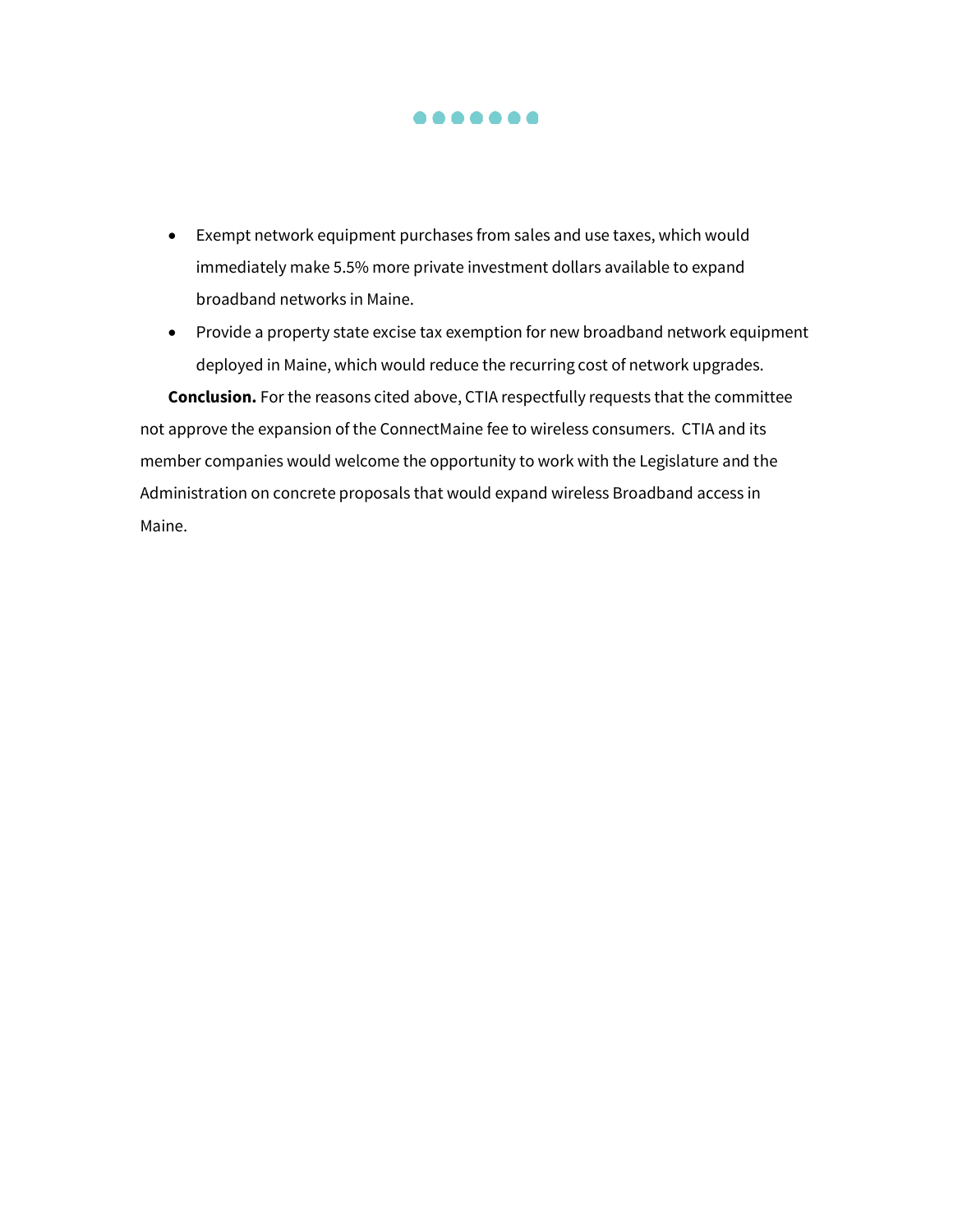- Exempt network equipment purchases from sales and use taxes, which would immediately make 5.5% more private investment dollars available to expand broadband networks in Maine.
- Provide a property state excise tax exemption for new broadband network equipment deployed in Maine, which would reduce the recurring cost of network upgrades.

**Conclusion.** For the reasons cited above, CTIA respectfully requests that the committee not approve the expansion of the ConnectMaine fee to wireless consumers. CTIA and its member companies would welcome the opportunity to work with the Legislature and the Administration on concrete proposals that would expand wireless Broadband access in Maine.